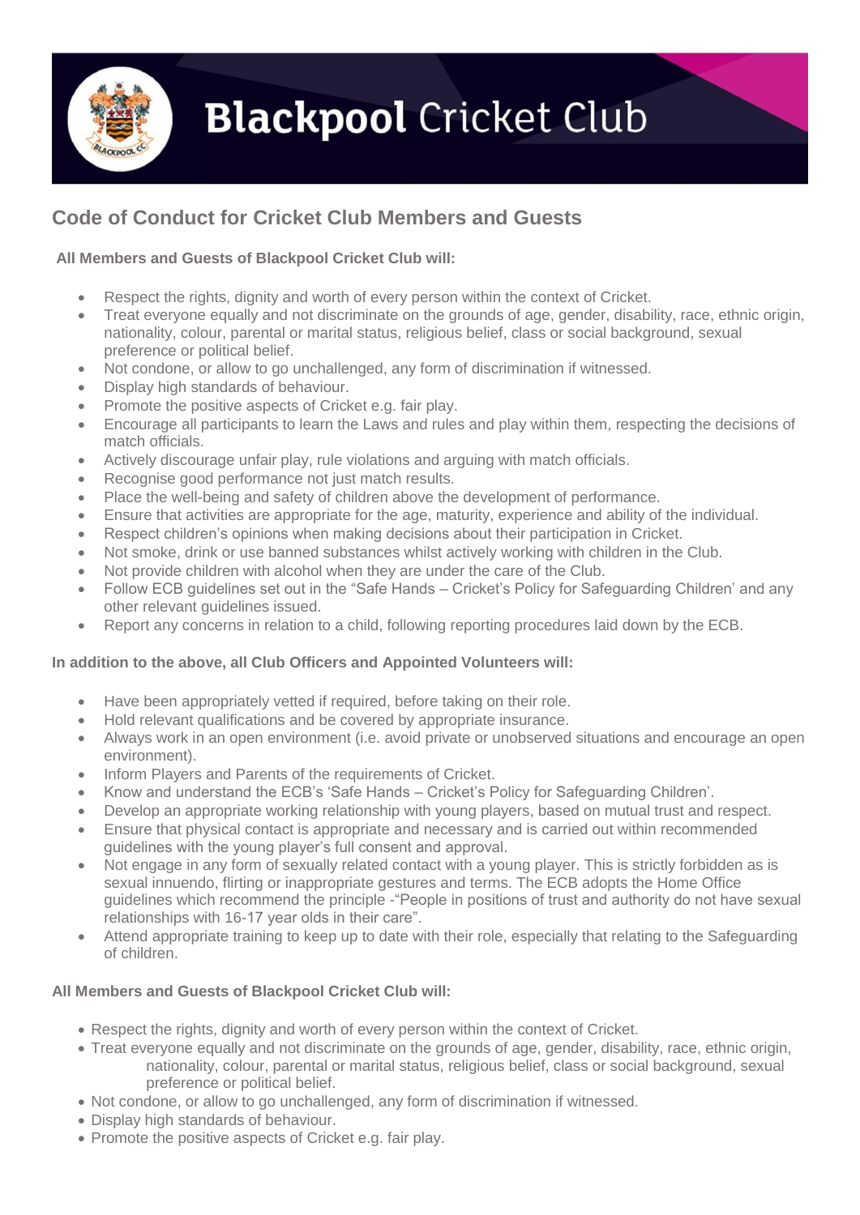# Blackpool Cricket Club

## Code of Conduct for Cricket Club Members and Guests

**All Members and Guests of Blackpool Cricket Club will:**

- Respect the rights, dignity and worth of every person within the context of Cricket.
- Treat everyone equally and not discriminate on the grounds of age, gender, disability, race, ethnic origin, nationality, colour, parental or marital status, religious belief, class or social background, sexual preference or political belief.
- Not condone, or allow to go unchallenged, any form of discrimination if witnessed.
- Display high standards of behaviour.
- Promote the positive aspects of Cricket e.g. fair play.
- Encourage all participants to learn the Laws and rules and play within them, respecting the decisions of match officials.
- Actively discourage unfair play, rule violations and arguing with match officials.
- Recognise good performance not just match results.
- Place the well-being and safety of children above the development of performance.
- Ensure that activities are appropriate for the age, maturity, experience and ability of the individual.
- Respect children's opinions when making decisions about their participation in Cricket.
- Not smoke, drink or use banned substances whilst actively working with children in the Club.
- Not provide children with alcohol when they are under the care of the Club.
- Follow ECB guidelines set out in the "Safe Hands – Cricket's Policy for Safeguarding Children' and any other relevant guidelines issued.
- Report any concerns in relation to a child, following reporting procedures laid down by the ECB.

**In addition to the above, all Club Officers and Appointed Volunteers will:**

- Have been appropriately vetted if required, before taking on their role.
- Hold relevant qualifications and be covered by appropriate insurance.
- Always work in an open environment (i.e. avoid private or unobserved situations and encourage an open environment).
- Inform Players and Parents of the requirements of Cricket.
- Know and understand the ECB's 'Safe Hands – Cricket's Policy for Safeguarding Children'.
- Develop an appropriate working relationship with young players, based on mutual trust and respect.
- Ensure that physical contact is appropriate and necessary and is carried out within recommended guidelines with the young player's full consent and approval.
- Not engage in any form of sexually related contact with a young player. This is strictly forbidden as is sexual innuendo, flirting or inappropriate gestures and terms. The ECB adopts the Home Office guidelines which recommend the principle -"People in positions of trust and authority do not have sexual relationships with 16-17 year olds in their care".
- Attend appropriate training to keep up to date with their role, especially that relating to the Safeguarding of children.

**All Members and Guests of Blackpool Cricket Club will:**

- Respect the rights, dignity and worth of every person within the context of Cricket.
- Treat everyone equally and not discriminate on the grounds of age, gender, disability, race, ethnic origin, nationality, colour, parental or marital status, religious belief, class or social background, sexual preference or political belief.
- Not condone, or allow to go unchallenged, any form of discrimination if witnessed.
- Display high standards of behaviour.
- Promote the positive aspects of Cricket e.g. fair play.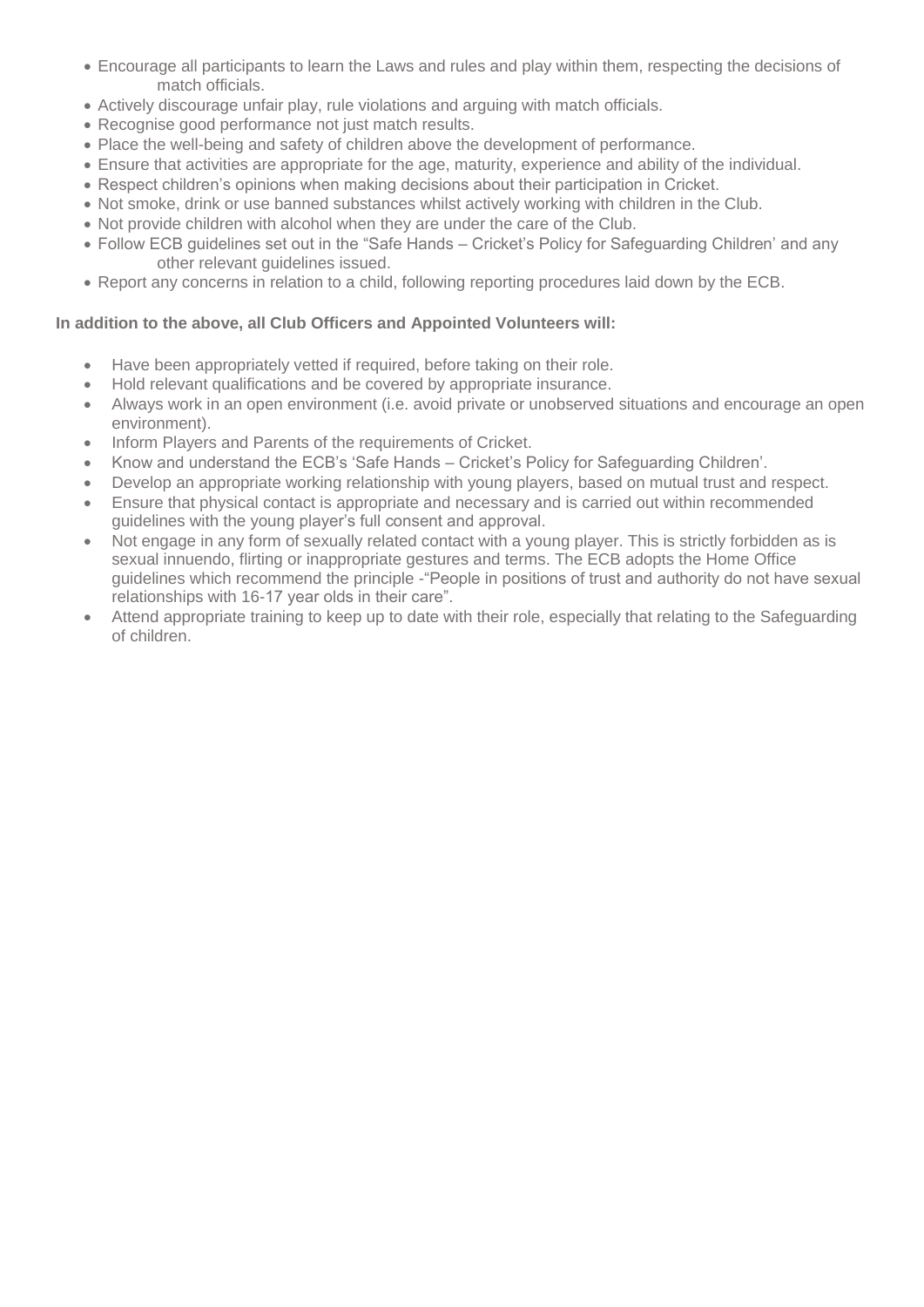- Encourage all participants to learn the Laws and rules and play within them, respecting the decisions of match officials.
- Actively discourage unfair play, rule violations and arguing with match officials.
- Recognise good performance not just match results.
- Place the well-being and safety of children above the development of performance.
- Ensure that activities are appropriate for the age, maturity, experience and ability of the individual.
- Respect children's opinions when making decisions about their participation in Cricket.
- Not smoke, drink or use banned substances whilst actively working with children in the Club.
- Not provide children with alcohol when they are under the care of the Club.
- Follow ECB guidelines set out in the "Safe Hands – Cricket's Policy for Safeguarding Children' and any other relevant guidelines issued.
- Report any concerns in relation to a child, following reporting procedures laid down by the ECB.

**In addition to the above, all Club Officers and Appointed Volunteers will:**

- Have been appropriately vetted if required, before taking on their role.
- Hold relevant qualifications and be covered by appropriate insurance.
- Always work in an open environment (i.e. avoid private or unobserved situations and encourage an open environment).
- Inform Players and Parents of the requirements of Cricket.
- Know and understand the ECB's 'Safe Hands – Cricket's Policy for Safeguarding Children'.
- Develop an appropriate working relationship with young players, based on mutual trust and respect.
- Ensure that physical contact is appropriate and necessary and is carried out within recommended guidelines with the young player's full consent and approval.
- Not engage in any form of sexually related contact with a young player. This is strictly forbidden as is sexual innuendo, flirting or inappropriate gestures and terms. The ECB adopts the Home Office guidelines which recommend the principle -"People in positions of trust and authority do not have sexual relationships with 16-17 year olds in their care".
- Attend appropriate training to keep up to date with their role, especially that relating to the Safeguarding of children.